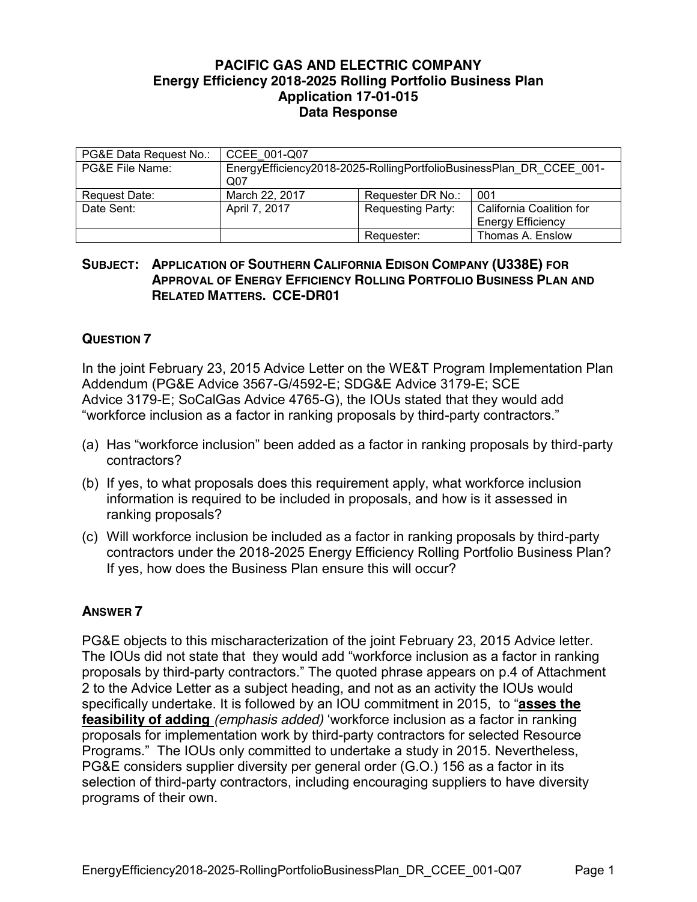**PACIFIC GAS AND ELECTRIC COMPANY**
**Energy Efficiency 2018-2025 Rolling Portfolio Business Plan**
**Application 17-01-015**
**Data Response**

| PG&E Data Request No.: | CCEE_001-Q07 | | |
|---|---|---|---|
| PG&E File Name: | EnergyEfficiency2018-2025-RollingPortfolioBusinessPlan_DR_CCEE_001-Q07 | | |
| Request Date: | March 22, 2017 | Requester DR No.: | 001 |
| Date Sent: | April 7, 2017 | Requesting Party: | California Coalition for Energy Efficiency |
| | | Requester: | Thomas A. Enslow |

**SUBJECT: APPLICATION OF SOUTHERN CALIFORNIA EDISON COMPANY (U338E) FOR APPROVAL OF ENERGY EFFICIENCY ROLLING PORTFOLIO BUSINESS PLAN AND RELATED MATTERS. CCE-DR01**

### QUESTION 7

In the joint February 23, 2015 Advice Letter on the WE&T Program Implementation Plan Addendum (PG&E Advice 3567-G/4592-E; SDG&E Advice 3179-E; SCE Advice 3179-E; SoCalGas Advice 4765-G), the IOUs stated that they would add "workforce inclusion as a factor in ranking proposals by third-party contractors."

(a) Has "workforce inclusion" been added as a factor in ranking proposals by third-party contractors?

(b) If yes, to what proposals does this requirement apply, what workforce inclusion information is required to be included in proposals, and how is it assessed in ranking proposals?

(c) Will workforce inclusion be included as a factor in ranking proposals by third-party contractors under the 2018-2025 Energy Efficiency Rolling Portfolio Business Plan? If yes, how does the Business Plan ensure this will occur?

### ANSWER 7

PG&E objects to this mischaracterization of the joint February 23, 2015 Advice letter. The IOUs did not state that they would add "workforce inclusion as a factor in ranking proposals by third-party contractors." The quoted phrase appears on p.4 of Attachment 2 to the Advice Letter as a subject heading, and not as an activity the IOUs would specifically undertake. It is followed by an IOU commitment in 2015, to "**asses the feasibility of adding** *(emphasis added)* 'workforce inclusion as a factor in ranking proposals for implementation work by third-party contractors for selected Resource Programs." The IOUs only committed to undertake a study in 2015. Nevertheless, PG&E considers supplier diversity per general order (G.O.) 156 as a factor in its selection of third-party contractors, including encouraging suppliers to have diversity programs of their own.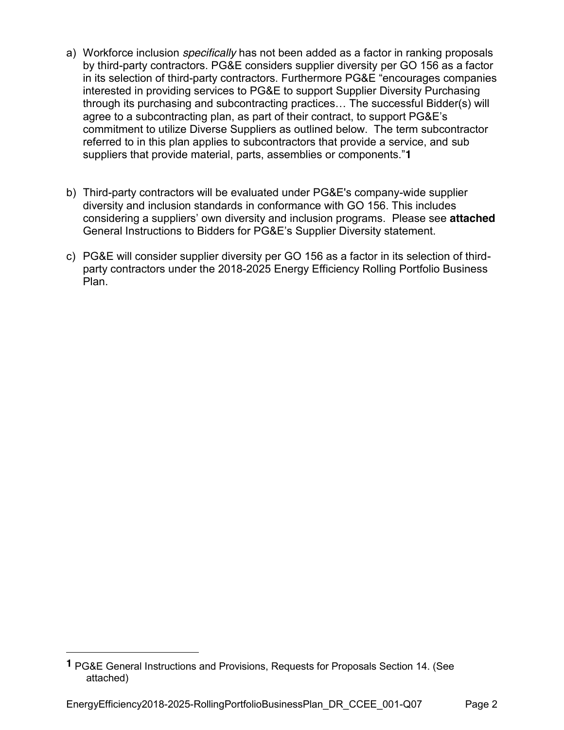a) Workforce inclusion *specifically* has not been added as a factor in ranking proposals by third-party contractors. PG&E considers supplier diversity per GO 156 as a factor in its selection of third-party contractors. Furthermore PG&E "encourages companies interested in providing services to PG&E to support Supplier Diversity Purchasing through its purchasing and subcontracting practices… The successful Bidder(s) will agree to a subcontracting plan, as part of their contract, to support PG&E's commitment to utilize Diverse Suppliers as outlined below. The term subcontractor referred to in this plan applies to subcontractors that provide a service, and sub suppliers that provide material, parts, assemblies or components."[1]

b) Third-party contractors will be evaluated under PG&E's company-wide supplier diversity and inclusion standards in conformance with GO 156. This includes considering a suppliers' own diversity and inclusion programs. Please see **attached** General Instructions to Bidders for PG&E's Supplier Diversity statement.

c) PG&E will consider supplier diversity per GO 156 as a factor in its selection of third-party contractors under the 2018-2025 Energy Efficiency Rolling Portfolio Business Plan.

---

[1] PG&E General Instructions and Provisions, Requests for Proposals Section 14. (See attached)